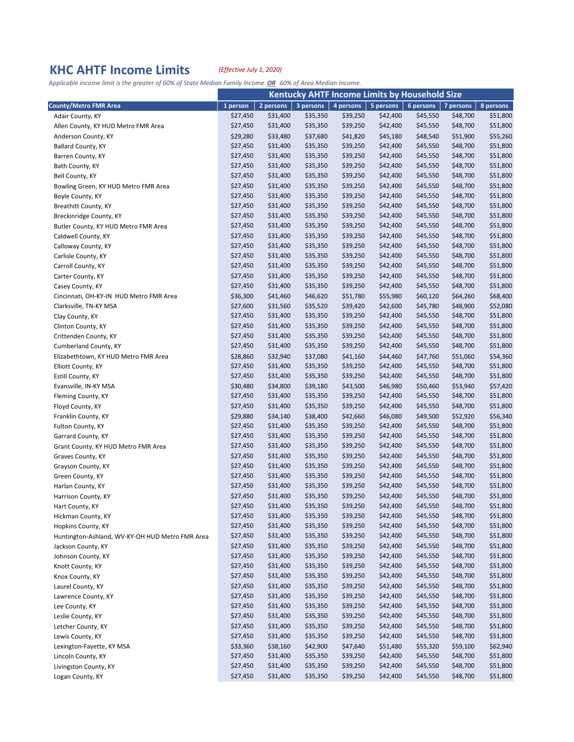# KHC AHTF Income Limits

*(Effective July 1, 2020)*

*Applicable income limit is the greater of 60% of State Median Family Income **OR** 60% of Area Median Income.*

| | Kentucky AHTF Income Limits by Household Size | | | | | | | |
|---|---|---|---|---|---|---|---|---|
| **County/Metro FMR Area** | **1 person** | **2 persons** | **3 persons** | **4 persons** | **5 persons** | **6 persons** | **7 persons** | **8 persons** |
| Adair County, KY | $27,450 | $31,400 | $35,350 | $39,250 | $42,400 | $45,550 | $48,700 | $51,800 |
| Allen County, KY HUD Metro FMR Area | $27,450 | $31,400 | $35,350 | $39,250 | $42,400 | $45,550 | $48,700 | $51,800 |
| Anderson County, KY | $29,280 | $33,480 | $37,680 | $41,820 | $45,180 | $48,540 | $51,900 | $55,260 |
| Ballard County, KY | $27,450 | $31,400 | $35,350 | $39,250 | $42,400 | $45,550 | $48,700 | $51,800 |
| Barren County, KY | $27,450 | $31,400 | $35,350 | $39,250 | $42,400 | $45,550 | $48,700 | $51,800 |
| Bath County, KY | $27,450 | $31,400 | $35,350 | $39,250 | $42,400 | $45,550 | $48,700 | $51,800 |
| Bell County, KY | $27,450 | $31,400 | $35,350 | $39,250 | $42,400 | $45,550 | $48,700 | $51,800 |
| Bowling Green, KY HUD Metro FMR Area | $27,450 | $31,400 | $35,350 | $39,250 | $42,400 | $45,550 | $48,700 | $51,800 |
| Boyle County, KY | $27,450 | $31,400 | $35,350 | $39,250 | $42,400 | $45,550 | $48,700 | $51,800 |
| Breathitt County, KY | $27,450 | $31,400 | $35,350 | $39,250 | $42,400 | $45,550 | $48,700 | $51,800 |
| Breckinridge County, KY | $27,450 | $31,400 | $35,350 | $39,250 | $42,400 | $45,550 | $48,700 | $51,800 |
| Butler County, KY HUD Metro FMR Area | $27,450 | $31,400 | $35,350 | $39,250 | $42,400 | $45,550 | $48,700 | $51,800 |
| Caldwell County, KY | $27,450 | $31,400 | $35,350 | $39,250 | $42,400 | $45,550 | $48,700 | $51,800 |
| Calloway County, KY | $27,450 | $31,400 | $35,350 | $39,250 | $42,400 | $45,550 | $48,700 | $51,800 |
| Carlisle County, KY | $27,450 | $31,400 | $35,350 | $39,250 | $42,400 | $45,550 | $48,700 | $51,800 |
| Carroll County, KY | $27,450 | $31,400 | $35,350 | $39,250 | $42,400 | $45,550 | $48,700 | $51,800 |
| Carter County, KY | $27,450 | $31,400 | $35,350 | $39,250 | $42,400 | $45,550 | $48,700 | $51,800 |
| Casey County, KY | $27,450 | $31,400 | $35,350 | $39,250 | $42,400 | $45,550 | $48,700 | $51,800 |
| Cincinnati, OH-KY-IN HUD Metro FMR Area | $36,300 | $41,460 | $46,620 | $51,780 | $55,980 | $60,120 | $64,260 | $68,400 |
| Clarksville, TN-KY MSA | $27,600 | $31,560 | $35,520 | $39,420 | $42,600 | $45,780 | $48,900 | $52,080 |
| Clay County, KY | $27,450 | $31,400 | $35,350 | $39,250 | $42,400 | $45,550 | $48,700 | $51,800 |
| Clinton County, KY | $27,450 | $31,400 | $35,350 | $39,250 | $42,400 | $45,550 | $48,700 | $51,800 |
| Crittenden County, KY | $27,450 | $31,400 | $35,350 | $39,250 | $42,400 | $45,550 | $48,700 | $51,800 |
| Cumberland County, KY | $27,450 | $31,400 | $35,350 | $39,250 | $42,400 | $45,550 | $48,700 | $51,800 |
| Elizabethtown, KY HUD Metro FMR Area | $28,860 | $32,940 | $37,080 | $41,160 | $44,460 | $47,760 | $51,060 | $54,360 |
| Elliott County, KY | $27,450 | $31,400 | $35,350 | $39,250 | $42,400 | $45,550 | $48,700 | $51,800 |
| Estill County, KY | $27,450 | $31,400 | $35,350 | $39,250 | $42,400 | $45,550 | $48,700 | $51,800 |
| Evansville, IN-KY MSA | $30,480 | $34,800 | $39,180 | $43,500 | $46,980 | $50,460 | $53,940 | $57,420 |
| Fleming County, KY | $27,450 | $31,400 | $35,350 | $39,250 | $42,400 | $45,550 | $48,700 | $51,800 |
| Floyd County, KY | $27,450 | $31,400 | $35,350 | $39,250 | $42,400 | $45,550 | $48,700 | $51,800 |
| Franklin County, KY | $29,880 | $34,140 | $38,400 | $42,660 | $46,080 | $49,500 | $52,920 | $56,340 |
| Fulton County, KY | $27,450 | $31,400 | $35,350 | $39,250 | $42,400 | $45,550 | $48,700 | $51,800 |
| Garrard County, KY | $27,450 | $31,400 | $35,350 | $39,250 | $42,400 | $45,550 | $48,700 | $51,800 |
| Grant County, KY HUD Metro FMR Area | $27,450 | $31,400 | $35,350 | $39,250 | $42,400 | $45,550 | $48,700 | $51,800 |
| Graves County, KY | $27,450 | $31,400 | $35,350 | $39,250 | $42,400 | $45,550 | $48,700 | $51,800 |
| Grayson County, KY | $27,450 | $31,400 | $35,350 | $39,250 | $42,400 | $45,550 | $48,700 | $51,800 |
| Green County, KY | $27,450 | $31,400 | $35,350 | $39,250 | $42,400 | $45,550 | $48,700 | $51,800 |
| Harlan County, KY | $27,450 | $31,400 | $35,350 | $39,250 | $42,400 | $45,550 | $48,700 | $51,800 |
| Harrison County, KY | $27,450 | $31,400 | $35,350 | $39,250 | $42,400 | $45,550 | $48,700 | $51,800 |
| Hart County, KY | $27,450 | $31,400 | $35,350 | $39,250 | $42,400 | $45,550 | $48,700 | $51,800 |
| Hickman County, KY | $27,450 | $31,400 | $35,350 | $39,250 | $42,400 | $45,550 | $48,700 | $51,800 |
| Hopkins County, KY | $27,450 | $31,400 | $35,350 | $39,250 | $42,400 | $45,550 | $48,700 | $51,800 |
| Huntington-Ashland, WV-KY-OH HUD Metro FMR Area | $27,450 | $31,400 | $35,350 | $39,250 | $42,400 | $45,550 | $48,700 | $51,800 |
| Jackson County, KY | $27,450 | $31,400 | $35,350 | $39,250 | $42,400 | $45,550 | $48,700 | $51,800 |
| Johnson County, KY | $27,450 | $31,400 | $35,350 | $39,250 | $42,400 | $45,550 | $48,700 | $51,800 |
| Knott County, KY | $27,450 | $31,400 | $35,350 | $39,250 | $42,400 | $45,550 | $48,700 | $51,800 |
| Knox County, KY | $27,450 | $31,400 | $35,350 | $39,250 | $42,400 | $45,550 | $48,700 | $51,800 |
| Laurel County, KY | $27,450 | $31,400 | $35,350 | $39,250 | $42,400 | $45,550 | $48,700 | $51,800 |
| Lawrence County, KY | $27,450 | $31,400 | $35,350 | $39,250 | $42,400 | $45,550 | $48,700 | $51,800 |
| Lee County, KY | $27,450 | $31,400 | $35,350 | $39,250 | $42,400 | $45,550 | $48,700 | $51,800 |
| Leslie County, KY | $27,450 | $31,400 | $35,350 | $39,250 | $42,400 | $45,550 | $48,700 | $51,800 |
| Letcher County, KY | $27,450 | $31,400 | $35,350 | $39,250 | $42,400 | $45,550 | $48,700 | $51,800 |
| Lewis County, KY | $27,450 | $31,400 | $35,350 | $39,250 | $42,400 | $45,550 | $48,700 | $51,800 |
| Lexington-Fayette, KY MSA | $33,360 | $38,160 | $42,900 | $47,640 | $51,480 | $55,320 | $59,100 | $62,940 |
| Lincoln County, KY | $27,450 | $31,400 | $35,350 | $39,250 | $42,400 | $45,550 | $48,700 | $51,800 |
| Livingston County, KY | $27,450 | $31,400 | $35,350 | $39,250 | $42,400 | $45,550 | $48,700 | $51,800 |
| Logan County, KY | $27,450 | $31,400 | $35,350 | $39,250 | $42,400 | $45,550 | $48,700 | $51,800 |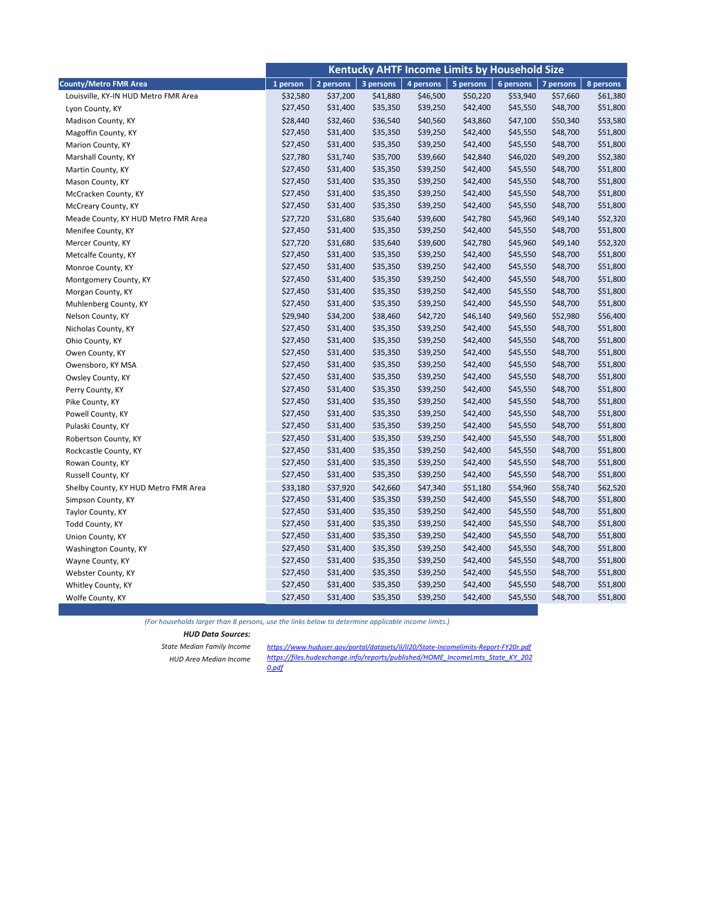| County/Metro FMR Area | Kentucky AHTF Income Limits by Household Size | | | | | | | |
|---|---|---|---|---|---|---|---|---|
| | 1 person | 2 persons | 3 persons | 4 persons | 5 persons | 6 persons | 7 persons | 8 persons |
| Louisville, KY-IN HUD Metro FMR Area | $32,580 | $37,200 | $41,880 | $46,500 | $50,220 | $53,940 | $57,660 | $61,380 |
| Lyon County, KY | $27,450 | $31,400 | $35,350 | $39,250 | $42,400 | $45,550 | $48,700 | $51,800 |
| Madison County, KY | $28,440 | $32,460 | $36,540 | $40,560 | $43,860 | $47,100 | $50,340 | $53,580 |
| Magoffin County, KY | $27,450 | $31,400 | $35,350 | $39,250 | $42,400 | $45,550 | $48,700 | $51,800 |
| Marion County, KY | $27,450 | $31,400 | $35,350 | $39,250 | $42,400 | $45,550 | $48,700 | $51,800 |
| Marshall County, KY | $27,780 | $31,740 | $35,700 | $39,660 | $42,840 | $46,020 | $49,200 | $52,380 |
| Martin County, KY | $27,450 | $31,400 | $35,350 | $39,250 | $42,400 | $45,550 | $48,700 | $51,800 |
| Mason County, KY | $27,450 | $31,400 | $35,350 | $39,250 | $42,400 | $45,550 | $48,700 | $51,800 |
| McCracken County, KY | $27,450 | $31,400 | $35,350 | $39,250 | $42,400 | $45,550 | $48,700 | $51,800 |
| McCreary County, KY | $27,450 | $31,400 | $35,350 | $39,250 | $42,400 | $45,550 | $48,700 | $51,800 |
| Meade County, KY HUD Metro FMR Area | $27,720 | $31,680 | $35,640 | $39,600 | $42,780 | $45,960 | $49,140 | $52,320 |
| Menifee County, KY | $27,450 | $31,400 | $35,350 | $39,250 | $42,400 | $45,550 | $48,700 | $51,800 |
| Mercer County, KY | $27,720 | $31,680 | $35,640 | $39,600 | $42,780 | $45,960 | $49,140 | $52,320 |
| Metcalfe County, KY | $27,450 | $31,400 | $35,350 | $39,250 | $42,400 | $45,550 | $48,700 | $51,800 |
| Monroe County, KY | $27,450 | $31,400 | $35,350 | $39,250 | $42,400 | $45,550 | $48,700 | $51,800 |
| Montgomery County, KY | $27,450 | $31,400 | $35,350 | $39,250 | $42,400 | $45,550 | $48,700 | $51,800 |
| Morgan County, KY | $27,450 | $31,400 | $35,350 | $39,250 | $42,400 | $45,550 | $48,700 | $51,800 |
| Muhlenberg County, KY | $27,450 | $31,400 | $35,350 | $39,250 | $42,400 | $45,550 | $48,700 | $51,800 |
| Nelson County, KY | $29,940 | $34,200 | $38,460 | $42,720 | $46,140 | $49,560 | $52,980 | $56,400 |
| Nicholas County, KY | $27,450 | $31,400 | $35,350 | $39,250 | $42,400 | $45,550 | $48,700 | $51,800 |
| Ohio County, KY | $27,450 | $31,400 | $35,350 | $39,250 | $42,400 | $45,550 | $48,700 | $51,800 |
| Owen County, KY | $27,450 | $31,400 | $35,350 | $39,250 | $42,400 | $45,550 | $48,700 | $51,800 |
| Owensboro, KY MSA | $27,450 | $31,400 | $35,350 | $39,250 | $42,400 | $45,550 | $48,700 | $51,800 |
| Owsley County, KY | $27,450 | $31,400 | $35,350 | $39,250 | $42,400 | $45,550 | $48,700 | $51,800 |
| Perry County, KY | $27,450 | $31,400 | $35,350 | $39,250 | $42,400 | $45,550 | $48,700 | $51,800 |
| Pike County, KY | $27,450 | $31,400 | $35,350 | $39,250 | $42,400 | $45,550 | $48,700 | $51,800 |
| Powell County, KY | $27,450 | $31,400 | $35,350 | $39,250 | $42,400 | $45,550 | $48,700 | $51,800 |
| Pulaski County, KY | $27,450 | $31,400 | $35,350 | $39,250 | $42,400 | $45,550 | $48,700 | $51,800 |
| Robertson County, KY | $27,450 | $31,400 | $35,350 | $39,250 | $42,400 | $45,550 | $48,700 | $51,800 |
| Rockcastle County, KY | $27,450 | $31,400 | $35,350 | $39,250 | $42,400 | $45,550 | $48,700 | $51,800 |
| Rowan County, KY | $27,450 | $31,400 | $35,350 | $39,250 | $42,400 | $45,550 | $48,700 | $51,800 |
| Russell County, KY | $27,450 | $31,400 | $35,350 | $39,250 | $42,400 | $45,550 | $48,700 | $51,800 |
| Shelby County, KY HUD Metro FMR Area | $33,180 | $37,920 | $42,660 | $47,340 | $51,180 | $54,960 | $58,740 | $62,520 |
| Simpson County, KY | $27,450 | $31,400 | $35,350 | $39,250 | $42,400 | $45,550 | $48,700 | $51,800 |
| Taylor County, KY | $27,450 | $31,400 | $35,350 | $39,250 | $42,400 | $45,550 | $48,700 | $51,800 |
| Todd County, KY | $27,450 | $31,400 | $35,350 | $39,250 | $42,400 | $45,550 | $48,700 | $51,800 |
| Union County, KY | $27,450 | $31,400 | $35,350 | $39,250 | $42,400 | $45,550 | $48,700 | $51,800 |
| Washington County, KY | $27,450 | $31,400 | $35,350 | $39,250 | $42,400 | $45,550 | $48,700 | $51,800 |
| Wayne County, KY | $27,450 | $31,400 | $35,350 | $39,250 | $42,400 | $45,550 | $48,700 | $51,800 |
| Webster County, KY | $27,450 | $31,400 | $35,350 | $39,250 | $42,400 | $45,550 | $48,700 | $51,800 |
| Whitley County, KY | $27,450 | $31,400 | $35,350 | $39,250 | $42,400 | $45,550 | $48,700 | $51,800 |
| Wolfe County, KY | $27,450 | $31,400 | $35,350 | $39,250 | $42,400 | $45,550 | $48,700 | $51,800 |

*(For households larger than 8 persons, use the links below to determine applicable income limits.)*

***HUD Data Sources:***

*State Median Family Income* — *https://www.huduser.gov/portal/datasets/il/il20/State-Incomelimits-Report-FY20r.pdf*

*HUD Area Median Income* — *https://files.hudexchange.info/reports/published/HOME_IncomeLmts_State_KY_2020.pdf*